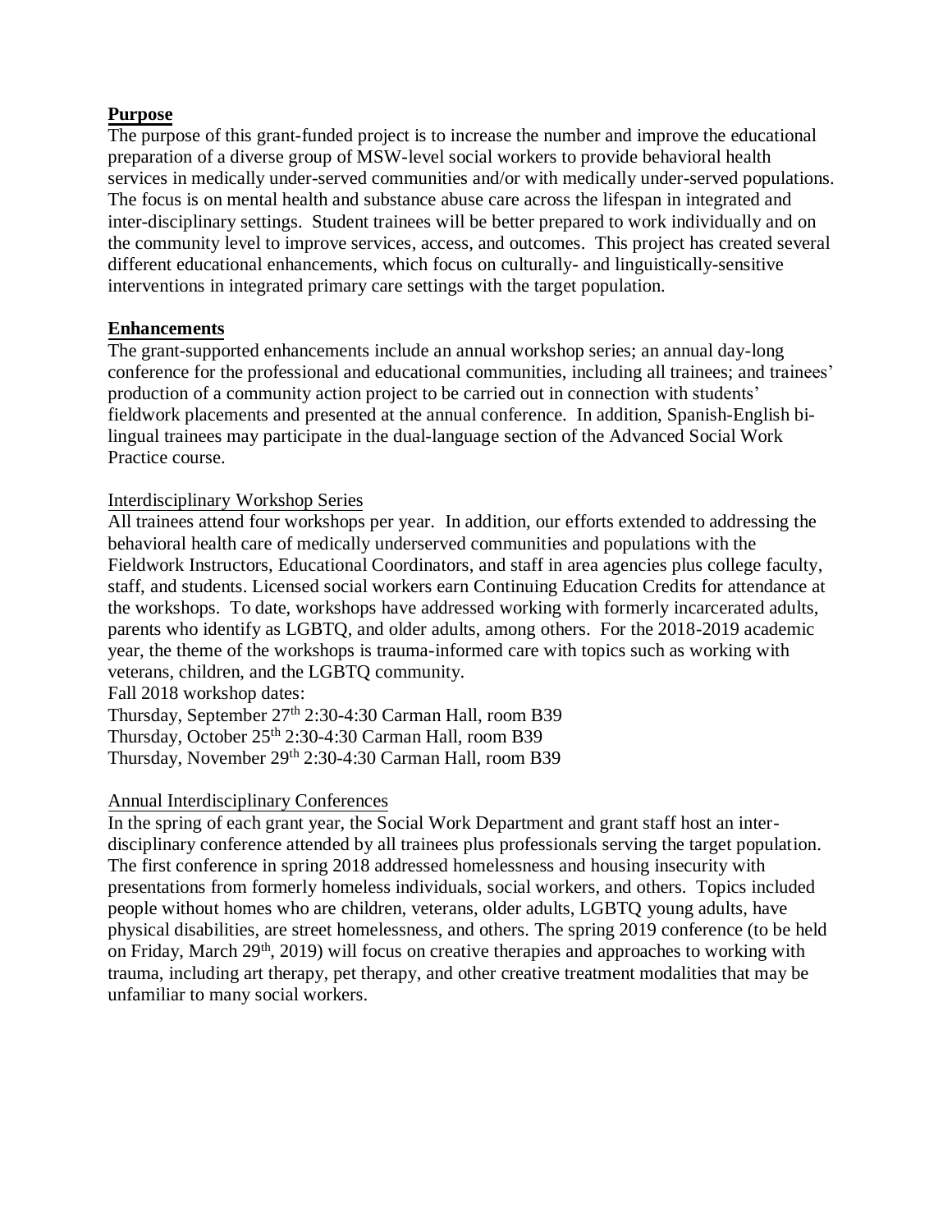## Purpose

The purpose of this grant-funded project is to increase the number and improve the educational preparation of a diverse group of MSW-level social workers to provide behavioral health services in medically under-served communities and/or with medically under-served populations. The focus is on mental health and substance abuse care across the lifespan in integrated and inter-disciplinary settings. Student trainees will be better prepared to work individually and on the community level to improve services, access, and outcomes. This project has created several different educational enhancements, which focus on culturally- and linguistically-sensitive interventions in integrated primary care settings with the target population.

## Enhancements

The grant-supported enhancements include an annual workshop series; an annual day-long conference for the professional and educational communities, including all trainees; and trainees' production of a community action project to be carried out in connection with students' fieldwork placements and presented at the annual conference. In addition, Spanish-English bi-lingual trainees may participate in the dual-language section of the Advanced Social Work Practice course.

### Interdisciplinary Workshop Series

All trainees attend four workshops per year. In addition, our efforts extended to addressing the behavioral health care of medically underserved communities and populations with the Fieldwork Instructors, Educational Coordinators, and staff in area agencies plus college faculty, staff, and students. Licensed social workers earn Continuing Education Credits for attendance at the workshops. To date, workshops have addressed working with formerly incarcerated adults, parents who identify as LGBTQ, and older adults, among others. For the 2018-2019 academic year, the theme of the workshops is trauma-informed care with topics such as working with veterans, children, and the LGBTQ community.

Fall 2018 workshop dates:
Thursday, September 27th 2:30-4:30 Carman Hall, room B39
Thursday, October 25th 2:30-4:30 Carman Hall, room B39
Thursday, November 29th 2:30-4:30 Carman Hall, room B39

### Annual Interdisciplinary Conferences

In the spring of each grant year, the Social Work Department and grant staff host an inter-disciplinary conference attended by all trainees plus professionals serving the target population. The first conference in spring 2018 addressed homelessness and housing insecurity with presentations from formerly homeless individuals, social workers, and others. Topics included people without homes who are children, veterans, older adults, LGBTQ young adults, have physical disabilities, are street homelessness, and others. The spring 2019 conference (to be held on Friday, March 29th, 2019) will focus on creative therapies and approaches to working with trauma, including art therapy, pet therapy, and other creative treatment modalities that may be unfamiliar to many social workers.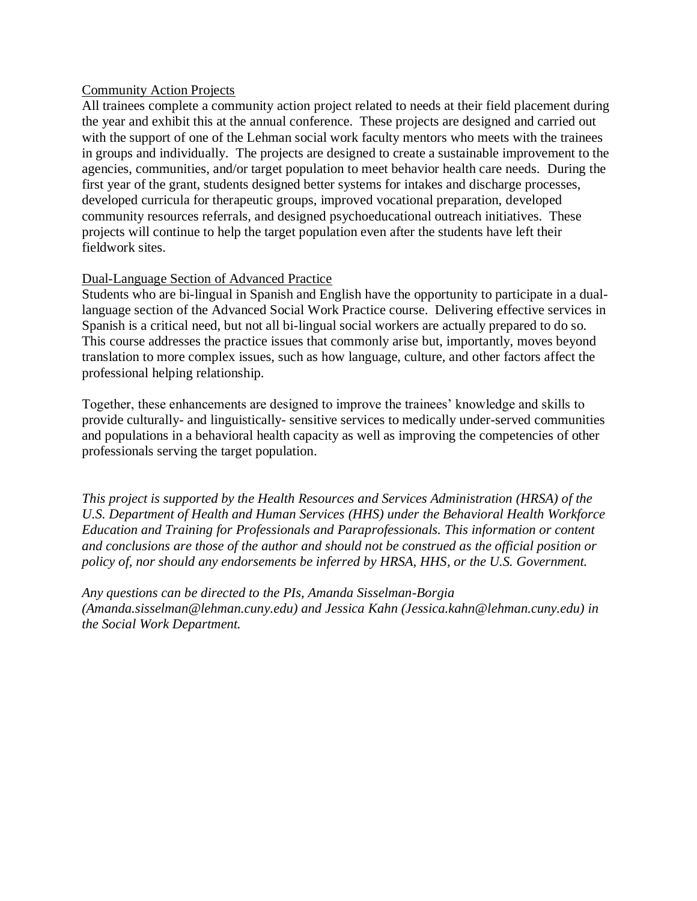## Community Action Projects

All trainees complete a community action project related to needs at their field placement during the year and exhibit this at the annual conference. These projects are designed and carried out with the support of one of the Lehman social work faculty mentors who meets with the trainees in groups and individually. The projects are designed to create a sustainable improvement to the agencies, communities, and/or target population to meet behavior health care needs. During the first year of the grant, students designed better systems for intakes and discharge processes, developed curricula for therapeutic groups, improved vocational preparation, developed community resources referrals, and designed psychoeducational outreach initiatives. These projects will continue to help the target population even after the students have left their fieldwork sites.

## Dual-Language Section of Advanced Practice

Students who are bi-lingual in Spanish and English have the opportunity to participate in a dual-language section of the Advanced Social Work Practice course. Delivering effective services in Spanish is a critical need, but not all bi-lingual social workers are actually prepared to do so. This course addresses the practice issues that commonly arise but, importantly, moves beyond translation to more complex issues, such as how language, culture, and other factors affect the professional helping relationship.

Together, these enhancements are designed to improve the trainees' knowledge and skills to provide culturally- and linguistically- sensitive services to medically under-served communities and populations in a behavioral health capacity as well as improving the competencies of other professionals serving the target population.

*This project is supported by the Health Resources and Services Administration (HRSA) of the U.S. Department of Health and Human Services (HHS) under the Behavioral Health Workforce Education and Training for Professionals and Paraprofessionals. This information or content and conclusions are those of the author and should not be construed as the official position or policy of, nor should any endorsements be inferred by HRSA, HHS, or the U.S. Government.*

*Any questions can be directed to the PIs, Amanda Sisselman-Borgia (Amanda.sisselman@lehman.cuny.edu) and Jessica Kahn (Jessica.kahn@lehman.cuny.edu) in the Social Work Department.*